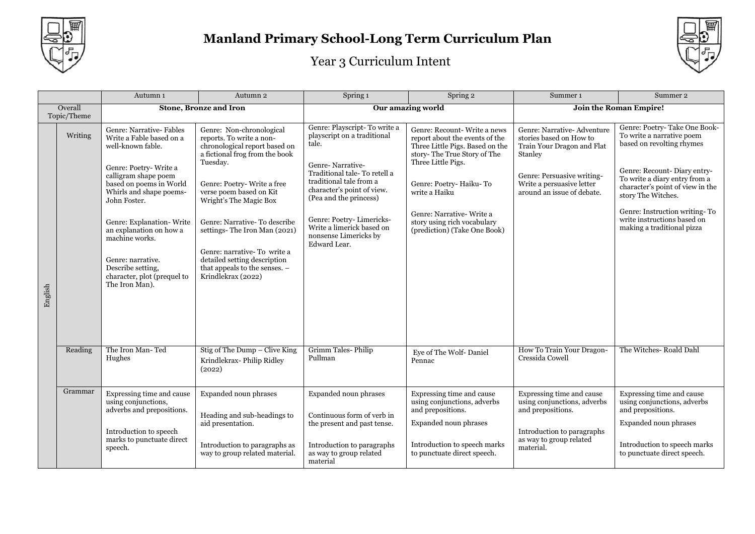# Manland Primary School-Long Term Curriculum Plan

## Year 3 Curriculum Intent

| | | Autumn 1 | Autumn 2 | Spring 1 | Spring 2 | Summer 1 | Summer 2 |
|---|---|---|---|---|---|---|---|
| Overall Topic/Theme | | **Stone, Bronze and Iron** | | **Our amazing world** | | **Join the Roman Empire!** | |
| English | Writing | Genre: Narrative- Fables Write a Fable based on a well-known fable.<br><br>Genre: Poetry- Write a calligram shape poem based on poems in World Whirls and shape poems- John Foster.<br><br>Genre: Explanation- Write an explanation on how a machine works.<br><br>Genre: narrative. Describe setting, character, plot (prequel to The Iron Man). | Genre: Non-chronological reports. To write a non-chronological report based on a fictional frog from the book Tuesday.<br><br>Genre: Poetry- Write a free verse poem based on Kit Wright's The Magic Box<br><br>Genre: Narrative- To describe settings- The Iron Man (2021)<br><br>Genre: narrative- To write a detailed setting description that appeals to the senses. – Krindlekrax (2022) | Genre: Playscript- To write a playscript on a traditional tale.<br><br>Genre- Narrative- Traditional tale- To retell a traditional tale from a character's point of view. (Pea and the princess)<br><br>Genre: Poetry- Limericks- Write a limerick based on nonsense Limericks by Edward Lear. | Genre: Recount- Write a news report about the events of the Three Little Pigs. Based on the story- The True Story of The Three Little Pigs.<br><br>Genre: Poetry- Haiku- To write a Haiku<br><br>Genre: Narrative- Write a story using rich vocabulary (prediction) (Take One Book) | Genre: Narrative- Adventure stories based on How to Train Your Dragon and Flat Stanley<br><br>Genre: Persuasive writing- Write a persuasive letter around an issue of debate. | Genre: Poetry- Take One Book- To write a narrative poem based on revolting rhymes<br><br>Genre: Recount- Diary entry- To write a diary entry from a character's point of view in the story The Witches.<br><br>Genre: Instruction writing- To write instructions based on making a traditional pizza |
| | Reading | The Iron Man- Ted Hughes | Stig of The Dump – Clive King<br>Krindlekrax- Philip Ridley (2022) | Grimm Tales- Philip Pullman | Eye of The Wolf- Daniel Pennac | How To Train Your Dragon- Cressida Cowell | The Witches- Roald Dahl |
| | Grammar | Expressing time and cause using conjunctions, adverbs and prepositions.<br><br>Introduction to speech marks to punctuate direct speech. | Expanded noun phrases<br><br>Heading and sub-headings to aid presentation.<br><br>Introduction to paragraphs as way to group related material. | Expanded noun phrases<br><br>Continuous form of verb in the present and past tense.<br><br>Introduction to paragraphs as way to group related material | Expressing time and cause using conjunctions, adverbs and prepositions.<br><br>Expanded noun phrases<br><br>Introduction to speech marks to punctuate direct speech. | Expressing time and cause using conjunctions, adverbs and prepositions.<br><br>Introduction to paragraphs as way to group related material. | Expressing time and cause using conjunctions, adverbs and prepositions.<br><br>Expanded noun phrases<br><br>Introduction to speech marks to punctuate direct speech. |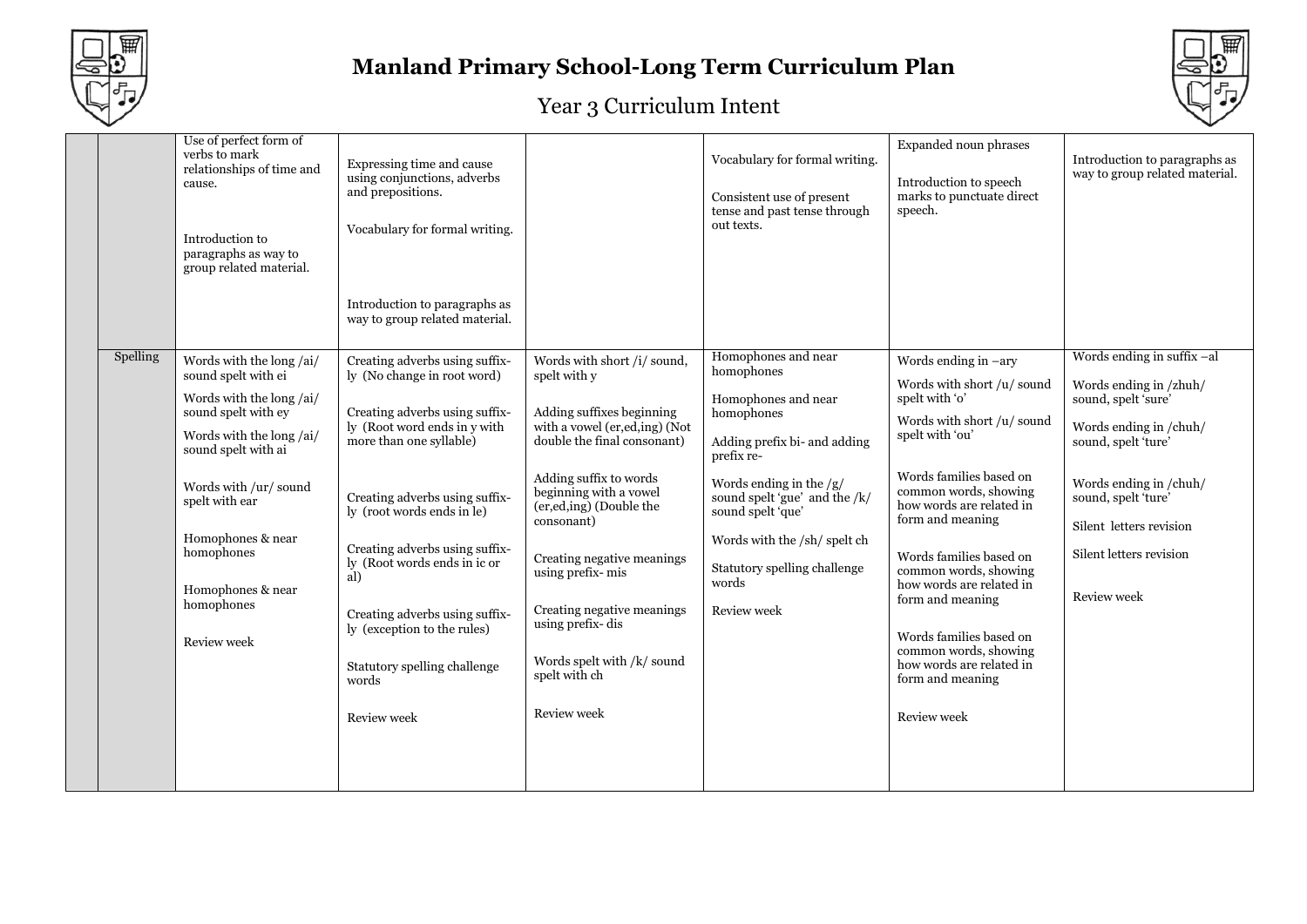# Manland Primary School-Long Term Curriculum Plan

## Year 3 Curriculum Intent

| | | | | | | | |
|---|---|---|---|---|---|---|---|
| | | Use of perfect form of verbs to mark relationships of time and cause.<br><br>Introduction to paragraphs as way to group related material. | Expressing time and cause using conjunctions, adverbs and prepositions.<br><br>Vocabulary for formal writing.<br><br>Introduction to paragraphs as way to group related material. | | Vocabulary for formal writing.<br><br>Consistent use of present tense and past tense through out texts. | Expanded noun phrases<br><br>Introduction to speech marks to punctuate direct speech. | Introduction to paragraphs as way to group related material. |
| | Spelling | Words with the long /ai/ sound spelt with ei<br><br>Words with the long /ai/ sound spelt with ey<br><br>Words with the long /ai/ sound spelt with ai<br><br>Words with /ur/ sound spelt with ear<br><br>Homophones & near homophones<br><br>Homophones & near homophones<br><br>Review week | Creating adverbs using suffix-ly (No change in root word)<br><br>Creating adverbs using suffix-ly (Root word ends in y with more than one syllable)<br><br>Creating adverbs using suffix-ly (root words ends in le)<br><br>Creating adverbs using suffix-ly (Root words ends in ic or al)<br><br>Creating adverbs using suffix-ly (exception to the rules)<br><br>Statutory spelling challenge words<br><br>Review week | Words with short /i/ sound, spelt with y<br><br>Adding suffixes beginning with a vowel (er,ed,ing) (Not double the final consonant)<br><br>Adding suffix to words beginning with a vowel (er,ed,ing) (Double the consonant)<br><br>Creating negative meanings using prefix- mis<br><br>Creating negative meanings using prefix- dis<br><br>Words spelt with /k/ sound spelt with ch<br><br>Review week | Homophones and near homophones<br><br>Homophones and near homophones<br><br>Adding prefix bi- and adding prefix re-<br><br>Words ending in the /g/ sound spelt 'gue' and the /k/ sound spelt 'que'<br><br>Words with the /sh/ spelt ch<br><br>Statutory spelling challenge words<br><br>Review week | Words ending in –ary<br><br>Words with short /u/ sound spelt with 'o'<br><br>Words with short /u/ sound spelt with 'ou'<br><br>Words families based on common words, showing how words are related in form and meaning<br><br>Words families based on common words, showing how words are related in form and meaning<br><br>Words families based on common words, showing how words are related in form and meaning<br><br>Review week | Words ending in suffix –al<br><br>Words ending in /zhuh/ sound, spelt 'sure'<br><br>Words ending in /chuh/ sound, spelt 'ture'<br><br>Words ending in /chuh/ sound, spelt 'ture'<br><br>Silent letters revision<br><br>Silent letters revision<br><br>Review week |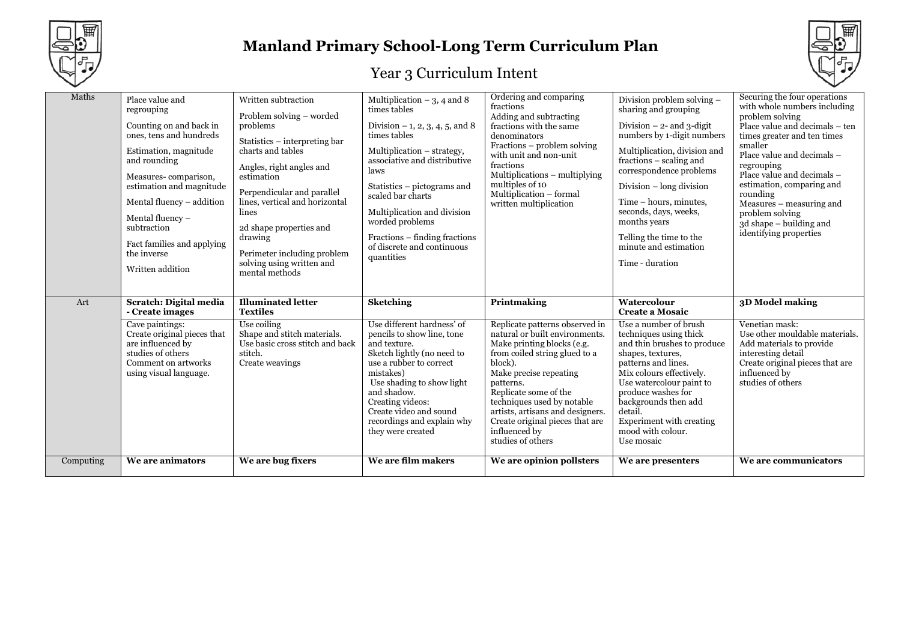# Manland Primary School-Long Term Curriculum Plan

## Year 3 Curriculum Intent

| | | | | | | |
|---|---|---|---|---|---|---|
| Maths | Place value and regrouping<br><br>Counting on and back in ones, tens and hundreds<br><br>Estimation, magnitude and rounding<br><br>Measures- comparison, estimation and magnitude<br><br>Mental fluency – addition<br><br>Mental fluency – subtraction<br><br>Fact families and applying the inverse<br><br>Written addition | Written subtraction<br><br>Problem solving – worded problems<br><br>Statistics – interpreting bar charts and tables<br><br>Angles, right angles and estimation<br><br>Perpendicular and parallel lines, vertical and horizontal lines<br><br>2d shape properties and drawing<br><br>Perimeter including problem solving using written and mental methods | Multiplication – 3, 4 and 8 times tables<br><br>Division – 1, 2, 3, 4, 5, and 8 times tables<br><br>Multiplication – strategy, associative and distributive laws<br><br>Statistics – pictograms and scaled bar charts<br><br>Multiplication and division worded problems<br><br>Fractions – finding fractions of discrete and continuous quantities | Ordering and comparing fractions<br>Adding and subtracting fractions with the same denominators<br>Fractions – problem solving with unit and non-unit fractions<br>Multiplications – multiplying multiples of 10<br>Multiplication – formal written multiplication | Division problem solving – sharing and grouping<br><br>Division – 2- and 3-digit numbers by 1-digit numbers<br><br>Multiplication, division and fractions – scaling and correspondence problems<br><br>Division – long division<br><br>Time – hours, minutes, seconds, days, weeks, months years<br><br>Telling the time to the minute and estimation<br><br>Time - duration | Securing the four operations with whole numbers including problem solving<br>Place value and decimals – ten times greater and ten times smaller<br>Place value and decimals – regrouping<br>Place value and decimals – estimation, comparing and rounding<br>Measures – measuring and problem solving<br>3d shape – building and identifying properties |
| Art | **Scratch: Digital media - Create images** | **Illuminated letter Textiles** | **Sketching** | **Printmaking** | **Watercolour Create a Mosaic** | **3D Model making** |
| | Cave paintings:<br>Create original pieces that are influenced by studies of others<br>Comment on artworks using visual language. | Use coiling<br>Shape and stitch materials.<br>Use basic cross stitch and back stitch.<br>Create weavings | Use different hardness' of pencils to show line, tone and texture.<br>Sketch lightly (no need to use a rubber to correct mistakes)<br>Use shading to show light and shadow.<br>Creating videos:<br>Create video and sound recordings and explain why they were created | Replicate patterns observed in natural or built environments.<br>Make printing blocks (e.g. from coiled string glued to a block).<br>Make precise repeating patterns.<br>Replicate some of the techniques used by notable artists, artisans and designers.<br>Create original pieces that are influenced by studies of others | Use a number of brush techniques using thick and thin brushes to produce shapes, textures, patterns and lines.<br>Mix colours effectively.<br>Use watercolour paint to produce washes for backgrounds then add detail.<br>Experiment with creating mood with colour.<br>Use mosaic | Venetian mask:<br>Use other mouldable materials.<br>Add materials to provide interesting detail<br>Create original pieces that are influenced by studies of others |
| Computing | **We are animators** | **We are bug fixers** | **We are film makers** | **We are opinion pollsters** | **We are presenters** | **We are communicators** |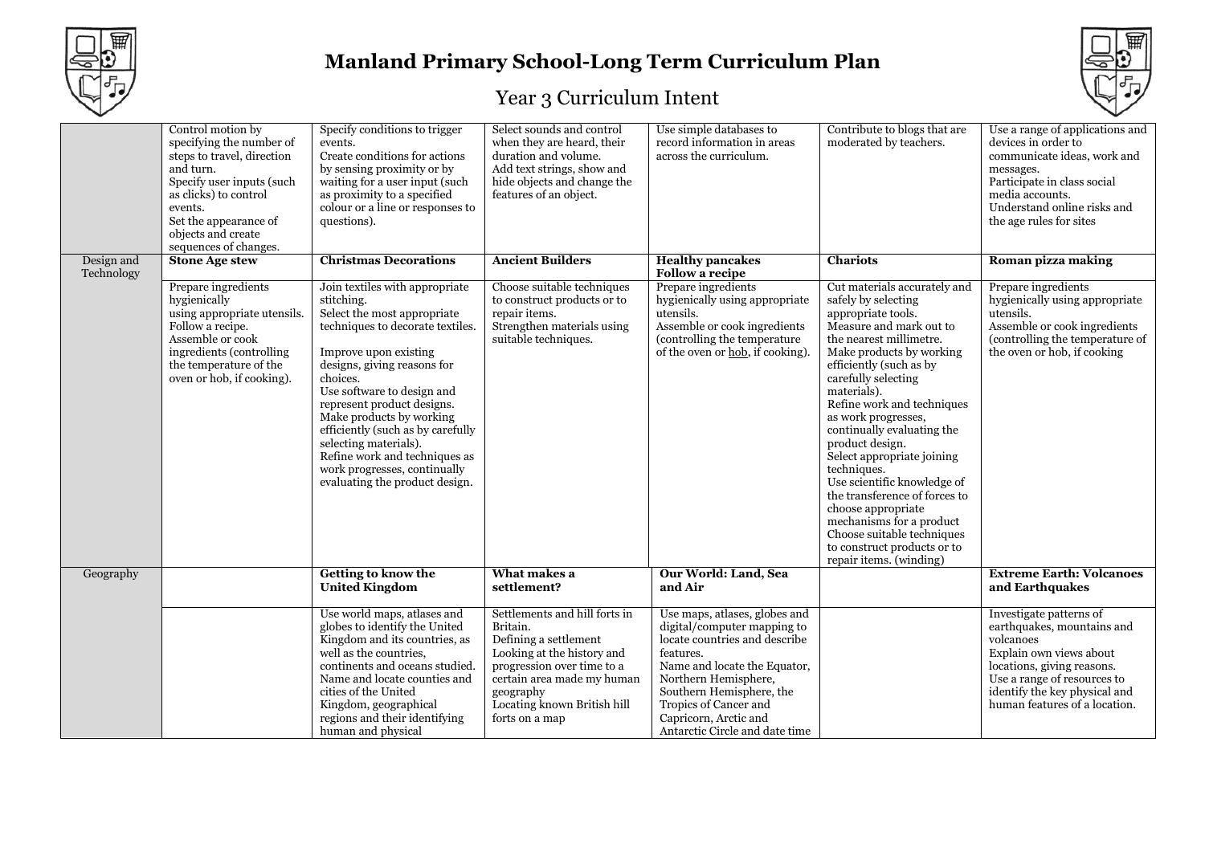# Manland Primary School-Long Term Curriculum Plan

## Year 3 Curriculum Intent

| | | | | | | |
|---|---|---|---|---|---|---|
| | Control motion by specifying the number of steps to travel, direction and turn.<br>Specify user inputs (such as clicks) to control events.<br>Set the appearance of objects and create sequences of changes. | Specify conditions to trigger events.<br>Create conditions for actions by sensing proximity or by waiting for a user input (such as proximity to a specified colour or a line or responses to questions). | Select sounds and control when they are heard, their duration and volume.<br>Add text strings, show and hide objects and change the features of an object. | Use simple databases to record information in areas across the curriculum. | Contribute to blogs that are moderated by teachers. | Use a range of applications and devices in order to communicate ideas, work and messages.<br>Participate in class social media accounts.<br>Understand online risks and the age rules for sites |
| Design and Technology | **Stone Age stew** | **Christmas Decorations** | **Ancient Builders** | **Healthy pancakes Follow a recipe** | **Chariots** | **Roman pizza making** |
| | Prepare ingredients hygienically using appropriate utensils.<br>Follow a recipe.<br>Assemble or cook ingredients (controlling the temperature of the oven or hob, if cooking). | Join textiles with appropriate stitching.<br>Select the most appropriate techniques to decorate textiles.<br><br>Improve upon existing designs, giving reasons for choices.<br>Use software to design and represent product designs.<br>Make products by working efficiently (such as by carefully selecting materials).<br>Refine work and techniques as work progresses, continually evaluating the product design. | Choose suitable techniques to construct products or to repair items.<br>Strengthen materials using suitable techniques. | Prepare ingredients hygienically using appropriate utensils.<br>Assemble or cook ingredients (controlling the temperature of the oven or hob, if cooking). | Cut materials accurately and safely by selecting appropriate tools.<br>Measure and mark out to the nearest millimetre.<br>Make products by working efficiently (such as by carefully selecting materials).<br>Refine work and techniques as work progresses, continually evaluating the product design.<br>Select appropriate joining techniques.<br>Use scientific knowledge of the transference of forces to choose appropriate mechanisms for a product<br>Choose suitable techniques to construct products or to repair items. (winding) | Prepare ingredients hygienically using appropriate utensils.<br>Assemble or cook ingredients (controlling the temperature of the oven or hob, if cooking |
| Geography | | **Getting to know the United Kingdom** | **What makes a settlement?** | **Our World: Land, Sea and Air** | | **Extreme Earth: Volcanoes and Earthquakes** |
| | | Use world maps, atlases and globes to identify the United Kingdom and its countries, as well as the countries, continents and oceans studied.<br>Name and locate counties and cities of the United Kingdom, geographical regions and their identifying human and physical | Settlements and hill forts in Britain.<br>Defining a settlement<br>Looking at the history and progression over time to a certain area made my human geography<br>Locating known British hill forts on a map | Use maps, atlases, globes and digital/computer mapping to locate countries and describe features.<br>Name and locate the Equator, Northern Hemisphere, Southern Hemisphere, the Tropics of Cancer and Capricorn, Arctic and Antarctic Circle and date time | | Investigate patterns of earthquakes, mountains and volcanoes<br>Explain own views about locations, giving reasons.<br>Use a range of resources to identify the key physical and human features of a location. |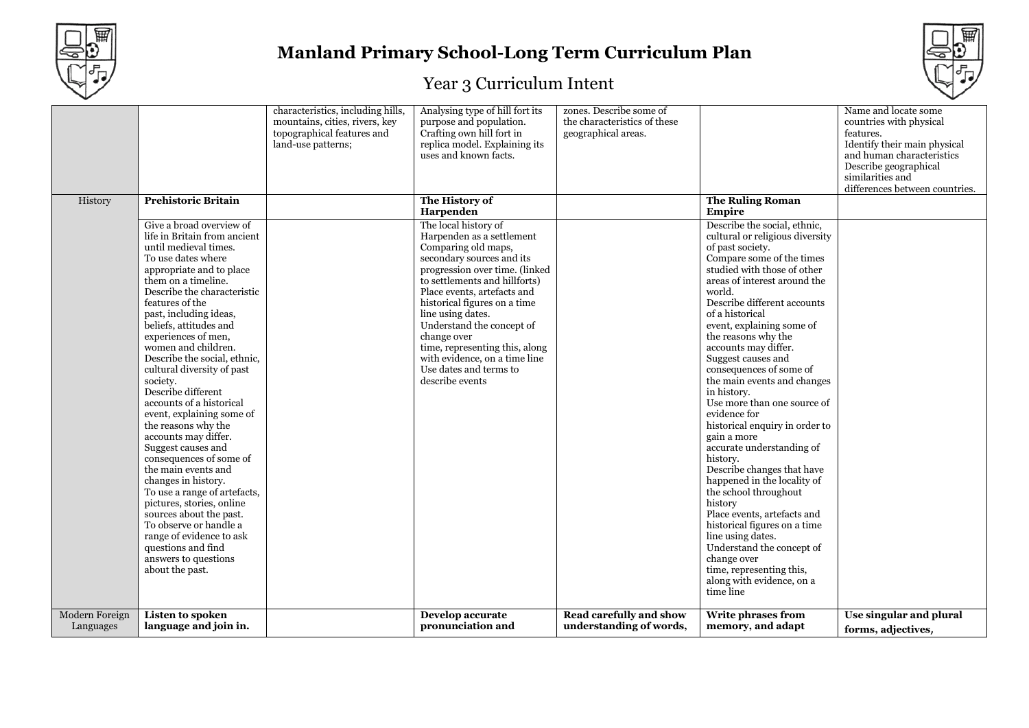# Manland Primary School-Long Term Curriculum Plan

## Year 3 Curriculum Intent

| | | | | | | |
|---|---|---|---|---|---|---|
| | | characteristics, including hills, mountains, cities, rivers, key topographical features and land-use patterns; | Analysing type of hill fort its purpose and population. Crafting own hill fort in replica model. Explaining its uses and known facts. | zones. Describe some of the characteristics of these geographical areas. | | Name and locate some countries with physical features. Identify their main physical and human characteristics Describe geographical similarities and differences between countries. |
| History | **Prehistoric Britain** | | **The History of Harpenden** | | **The Ruling Roman Empire** | |
| | Give a broad overview of life in Britain from ancient until medieval times. To use dates where appropriate and to place them on a timeline. Describe the characteristic features of the past, including ideas, beliefs, attitudes and experiences of men, women and children. Describe the social, ethnic, cultural diversity of past society. Describe different accounts of a historical event, explaining some of the reasons why the accounts may differ. Suggest causes and consequences of some of the main events and changes in history. To use a range of artefacts, pictures, stories, online sources about the past. To observe or handle a range of evidence to ask questions and find answers to questions about the past. | | The local history of Harpenden as a settlement Comparing old maps, secondary sources and its progression over time. (linked to settlements and hillforts) Place events, artefacts and historical figures on a time line using dates. Understand the concept of change over time, representing this, along with evidence, on a time line Use dates and terms to describe events | | Describe the social, ethnic, cultural or religious diversity of past society. Compare some of the times studied with those of other areas of interest around the world. Describe different accounts of a historical event, explaining some of the reasons why the accounts may differ. Suggest causes and consequences of some of the main events and changes in history. Use more than one source of evidence for historical enquiry in order to gain a more accurate understanding of history. Describe changes that have happened in the locality of the school throughout history Place events, artefacts and historical figures on a time line using dates. Understand the concept of change over time, representing this, along with evidence, on a time line | |
| Modern Foreign Languages | **Listen to spoken language and join in.** | | **Develop accurate pronunciation and** | **Read carefully and show understanding of words,** | **Write phrases from memory, and adapt** | **Use singular and plural forms, adjectives,** |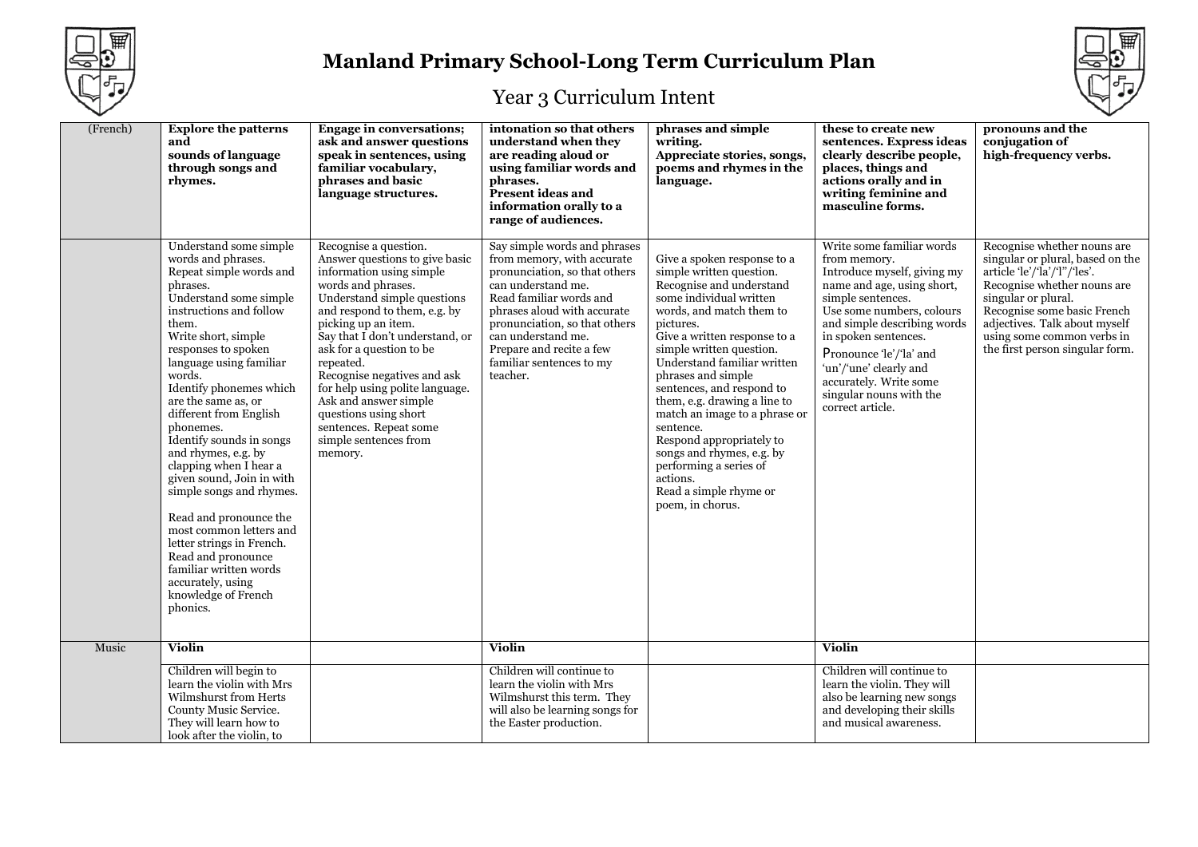# Manland Primary School-Long Term Curriculum Plan

## Year 3 Curriculum Intent

| (French) | **Explore the patterns and sounds of language through songs and rhymes.** | **Engage in conversations; ask and answer questions speak in sentences, using familiar vocabulary, phrases and basic language structures.** | **intonation so that others understand when they are reading aloud or using familiar words and phrases. Present ideas and information orally to a range of audiences.** | **phrases and simple writing. Appreciate stories, songs, poems and rhymes in the language.** | **these to create new sentences. Express ideas clearly describe people, places, things and actions orally and in writing feminine and masculine forms.** | **pronouns and the conjugation of high-frequency verbs.** |
|---|---|---|---|---|---|---|
| | Understand some simple words and phrases. Repeat simple words and phrases. Understand some simple instructions and follow them. Write short, simple responses to spoken language using familiar words. Identify phonemes which are the same as, or different from English phonemes. Identify sounds in songs and rhymes, e.g. by clapping when I hear a given sound, Join in with simple songs and rhymes. <br><br> Read and pronounce the most common letters and letter strings in French. Read and pronounce familiar written words accurately, using knowledge of French phonics. | Recognise a question. Answer questions to give basic information using simple words and phrases. Understand simple questions and respond to them, e.g. by picking up an item. Say that I don't understand, or ask for a question to be repeated. Recognise negatives and ask for help using polite language. Ask and answer simple questions using short sentences. Repeat some simple sentences from memory. | Say simple words and phrases from memory, with accurate pronunciation, so that others can understand me. Read familiar words and phrases aloud with accurate pronunciation, so that others can understand me. Prepare and recite a few familiar sentences to my teacher. | Give a spoken response to a simple written question. Recognise and understand some individual written words, and match them to pictures. Give a written response to a simple written question. Understand familiar written phrases and simple sentences, and respond to them, e.g. drawing a line to match an image to a phrase or sentence. Respond appropriately to songs and rhymes, e.g. by performing a series of actions. Read a simple rhyme or poem, in chorus. | Write some familiar words from memory. Introduce myself, giving my name and age, using short, simple sentences. Use some numbers, colours and simple describing words in spoken sentences. Pronounce 'le'/'la' and 'un'/'une' clearly and accurately. Write some singular nouns with the correct article. | Recognise whether nouns are singular or plural, based on the article 'le'/'la'/'l''/'les'. Recognise whether nouns are singular or plural. Recognise some basic French adjectives. Talk about myself using some common verbs in the first person singular form. |
| Music | **Violin** | | **Violin** | | **Violin** | |
| | Children will begin to learn the violin with Mrs Wilmshurst from Herts County Music Service. They will learn how to look after the violin, to | | Children will continue to learn the violin with Mrs Wilmshurst this term. They will also be learning songs for the Easter production. | | Children will continue to learn the violin. They will also be learning new songs and developing their skills and musical awareness. | |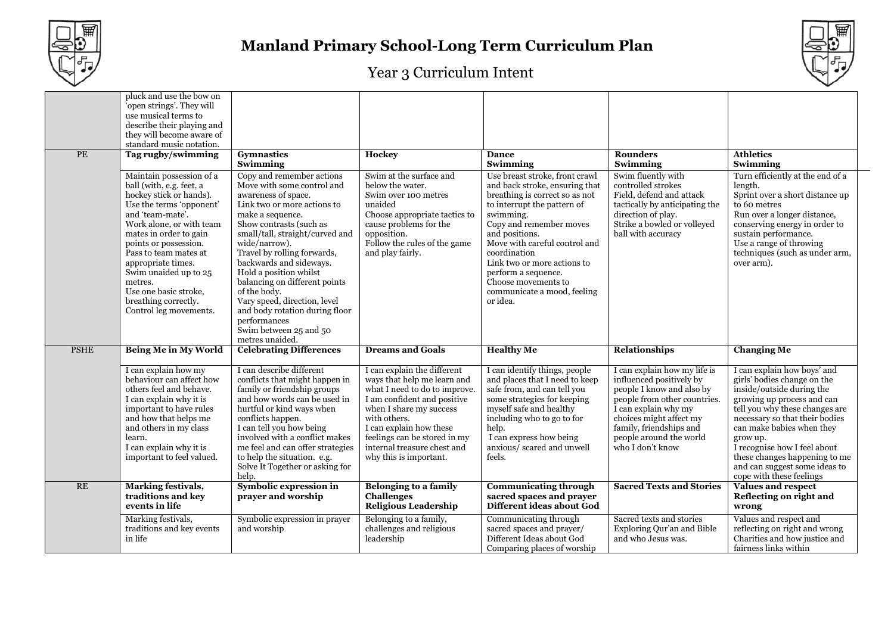# Manland Primary School-Long Term Curriculum Plan

## Year 3 Curriculum Intent

| | | | | | | |
|---|---|---|---|---|---|---|
| | pluck and use the bow on 'open strings'. They will use musical terms to describe their playing and they will become aware of standard music notation. | | | | | |
| PE | **Tag rugby/swimming** | **Gymnastics**<br>**Swimming** | **Hockey** | **Dance**<br>**Swimming** | **Rounders**<br>**Swimming** | **Athletics**<br>**Swimming** |
| | Maintain possession of a ball (with, e.g. feet, a hockey stick or hands).<br>Use the terms 'opponent' and 'team-mate'.<br>Work alone, or with team mates in order to gain points or possession.<br>Pass to team mates at appropriate times.<br>Swim unaided up to 25 metres.<br>Use one basic stroke, breathing correctly.<br>Control leg movements. | Copy and remember actions<br>Move with some control and awareness of space.<br>Link two or more actions to make a sequence.<br>Show contrasts (such as small/tall, straight/curved and wide/narrow).<br>Travel by rolling forwards, backwards and sideways.<br>Hold a position whilst balancing on different points of the body.<br>Vary speed, direction, level and body rotation during floor performances<br>Swim between 25 and 50 metres unaided. | Swim at the surface and below the water.<br>Swim over 100 metres unaided<br>Choose appropriate tactics to cause problems for the opposition.<br>Follow the rules of the game and play fairly. | Use breast stroke, front crawl and back stroke, ensuring that breathing is correct so as not to interrupt the pattern of swimming.<br>Copy and remember moves and positions.<br>Move with careful control and coordination<br>Link two or more actions to perform a sequence.<br>Choose movements to communicate a mood, feeling or idea. | Swim fluently with controlled strokes<br>Field, defend and attack tactically by anticipating the direction of play.<br>Strike a bowled or volleyed ball with accuracy | Turn efficiently at the end of a length.<br>Sprint over a short distance up to 60 metres<br>Run over a longer distance, conserving energy in order to sustain performance.<br>Use a range of throwing techniques (such as under arm, over arm). |
| PSHE | **Being Me in My World** | **Celebrating Differences** | **Dreams and Goals** | **Healthy Me** | **Relationships** | **Changing Me** |
| | I can explain how my behaviour can affect how others feel and behave.<br>I can explain why it is important to have rules and how that helps me and others in my class learn.<br>I can explain why it is important to feel valued. | I can describe different conflicts that might happen in family or friendship groups and how words can be used in hurtful or kind ways when conflicts happen.<br>I can tell you how being involved with a conflict makes me feel and can offer strategies to help the situation. e.g. Solve It Together or asking for help. | I can explain the different ways that help me learn and what I need to do to improve.<br>I am confident and positive when I share my success with others.<br>I can explain how these feelings can be stored in my internal treasure chest and why this is important. | I can identify things, people and places that I need to keep safe from, and can tell you some strategies for keeping myself safe and healthy including who to go to for help.<br>I can express how being anxious/ scared and unwell feels. | I can explain how my life is influenced positively by people I know and also by people from other countries.<br>I can explain why my choices might affect my family, friendships and people around the world who I don't know | I can explain how boys' and girls' bodies change on the inside/outside during the growing up process and can tell you why these changes are necessary so that their bodies can make babies when they grow up.<br>I recognise how I feel about these changes happening to me and can suggest some ideas to cope with these feelings |
| RE | **Marking festivals, traditions and key events in life** | **Symbolic expression in prayer and worship** | **Belonging to a family**<br>**Challenges**<br>**Religious Leadership** | **Communicating through sacred spaces and prayer**<br>**Different ideas about God** | **Sacred Texts and Stories** | **Values and respect**<br>**Reflecting on right and wrong** |
| | Marking festivals, traditions and key events in life | Symbolic expression in prayer and worship | Belonging to a family, challenges and religious leadership | Communicating through sacred spaces and prayer/ Different Ideas about God<br>Comparing places of worship | Sacred texts and stories<br>Exploring Qur'an and Bible and who Jesus was. | Values and respect and reflecting on right and wrong<br>Charities and how justice and fairness links within |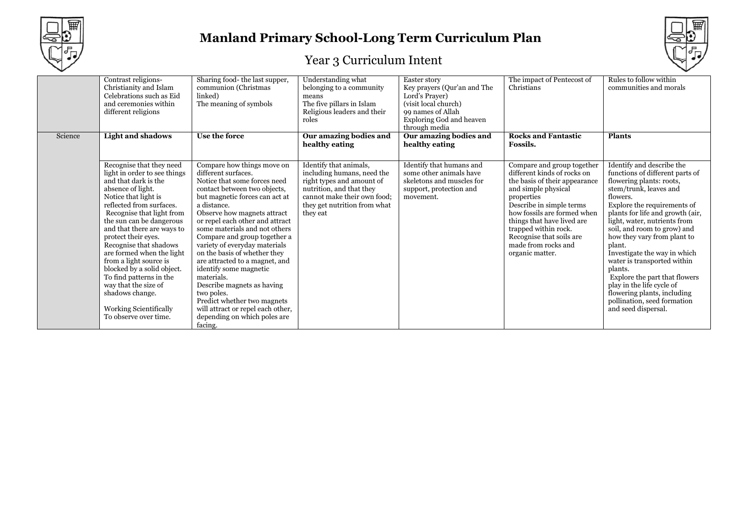# Manland Primary School-Long Term Curriculum Plan

## Year 3 Curriculum Intent

| | | | | | | |
|---|---|---|---|---|---|---|
| | Contrast religions- Christianity and Islam Celebrations such as Eid and ceremonies within different religions | Sharing food- the last supper, communion (Christmas linked) The meaning of symbols | Understanding what belonging to a community means The five pillars in Islam Religious leaders and their roles | Easter story Key prayers (Qur'an and The Lord's Prayer) (visit local church) 99 names of Allah Exploring God and heaven through media | The impact of Pentecost of Christians | Rules to follow within communities and morals |
| Science | **Light and shadows** | **Use the force** | **Our amazing bodies and healthy eating** | **Our amazing bodies and healthy eating** | **Rocks and Fantastic Fossils.** | **Plants** |
| | Recognise that they need light in order to see things and that dark is the absence of light. Notice that light is reflected from surfaces. Recognise that light from the sun can be dangerous and that there are ways to protect their eyes. Recognise that shadows are formed when the light from a light source is blocked by a solid object. To find patterns in the way that the size of shadows change. Working Scientifically To observe over time. | Compare how things move on different surfaces. Notice that some forces need contact between two objects, but magnetic forces can act at a distance. Observe how magnets attract or repel each other and attract some materials and not others Compare and group together a variety of everyday materials on the basis of whether they are attracted to a magnet, and identify some magnetic materials. Describe magnets as having two poles. Predict whether two magnets will attract or repel each other, depending on which poles are facing. | Identify that animals, including humans, need the right types and amount of nutrition, and that they cannot make their own food; they get nutrition from what they eat | Identify that humans and some other animals have skeletons and muscles for support, protection and movement. | Compare and group together different kinds of rocks on the basis of their appearance and simple physical properties Describe in simple terms how fossils are formed when things that have lived are trapped within rock. Recognise that soils are made from rocks and organic matter. | Identify and describe the functions of different parts of flowering plants: roots, stem/trunk, leaves and flowers. Explore the requirements of plants for life and growth (air, light, water, nutrients from soil, and room to grow) and how they vary from plant to plant. Investigate the way in which water is transported within plants. Explore the part that flowers play in the life cycle of flowering plants, including pollination, seed formation and seed dispersal. |